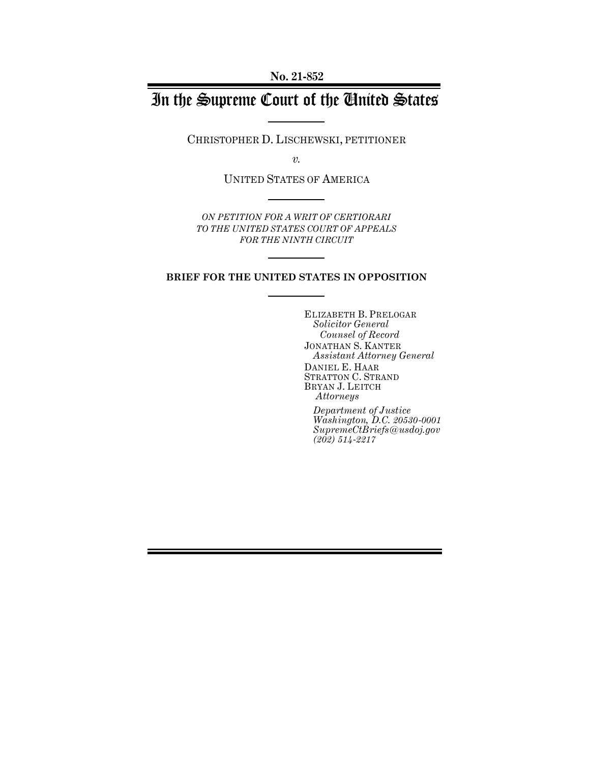No. 21-852

# In the Supreme Court of the United States

CHRISTOPHER D. LISCHEWSKI, PETITIONER

*v.*

UNITED STATES OF AMERICA

*ON PETITION FOR A WRIT OF CERTIORARI TO THE UNITED STATES COURT OF APPEALS FOR THE NINTH CIRCUIT*

**BRIEF FOR THE UNITED STATES IN OPPOSITION**

ELIZABETH B. PRELOGAR
*Solicitor General*
*Counsel of Record*
JONATHAN S. KANTER
*Assistant Attorney General*
DANIEL E. HAAR
STRATTON C. STRAND
BRYAN J. LEITCH
*Attorneys*

*Department of Justice*
*Washington, D.C. 20530-0001*
*SupremeCtBriefs@usdoj.gov*
*(202) 514-2217*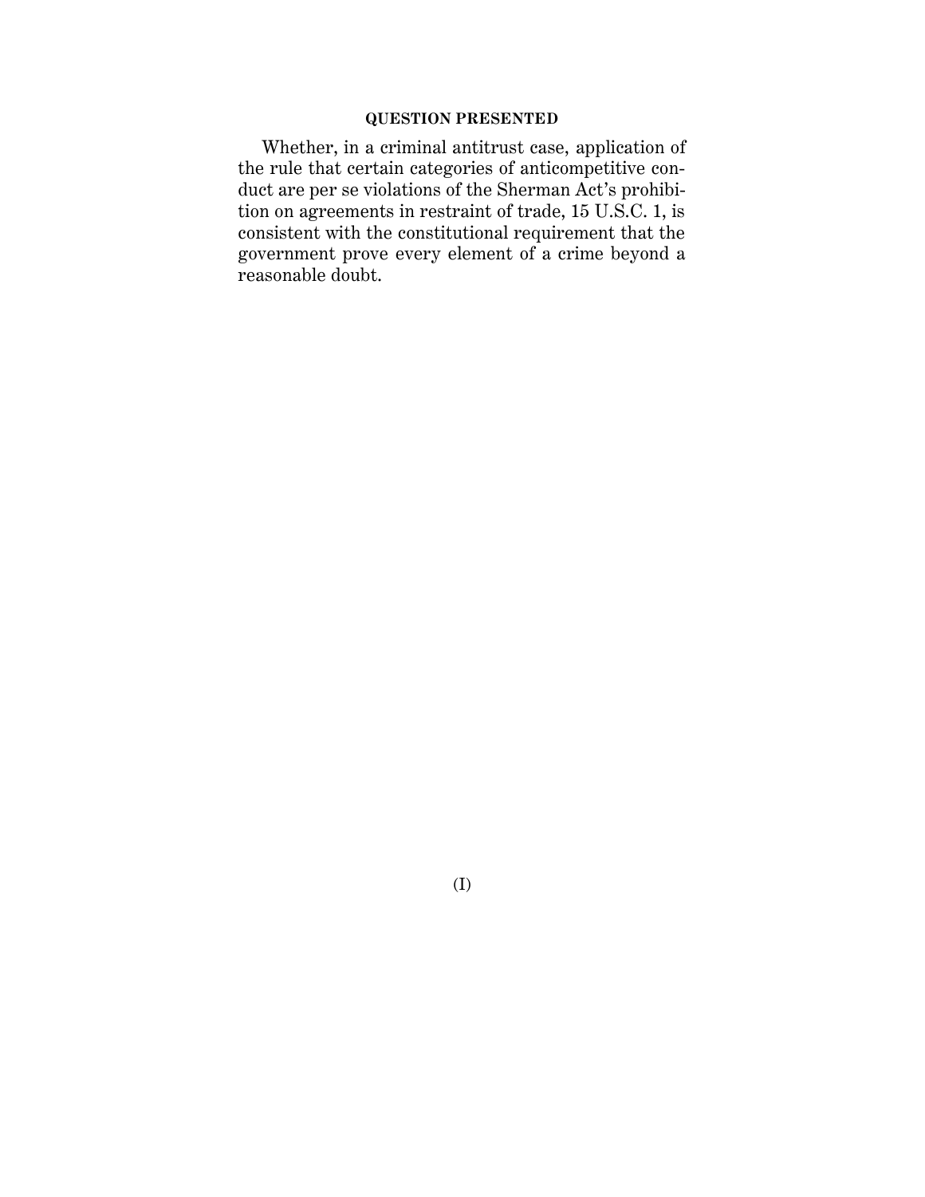## QUESTION PRESENTED

Whether, in a criminal antitrust case, application of the rule that certain categories of anticompetitive conduct are per se violations of the Sherman Act's prohibition on agreements in restraint of trade, 15 U.S.C. 1, is consistent with the constitutional requirement that the government prove every element of a crime beyond a reasonable doubt.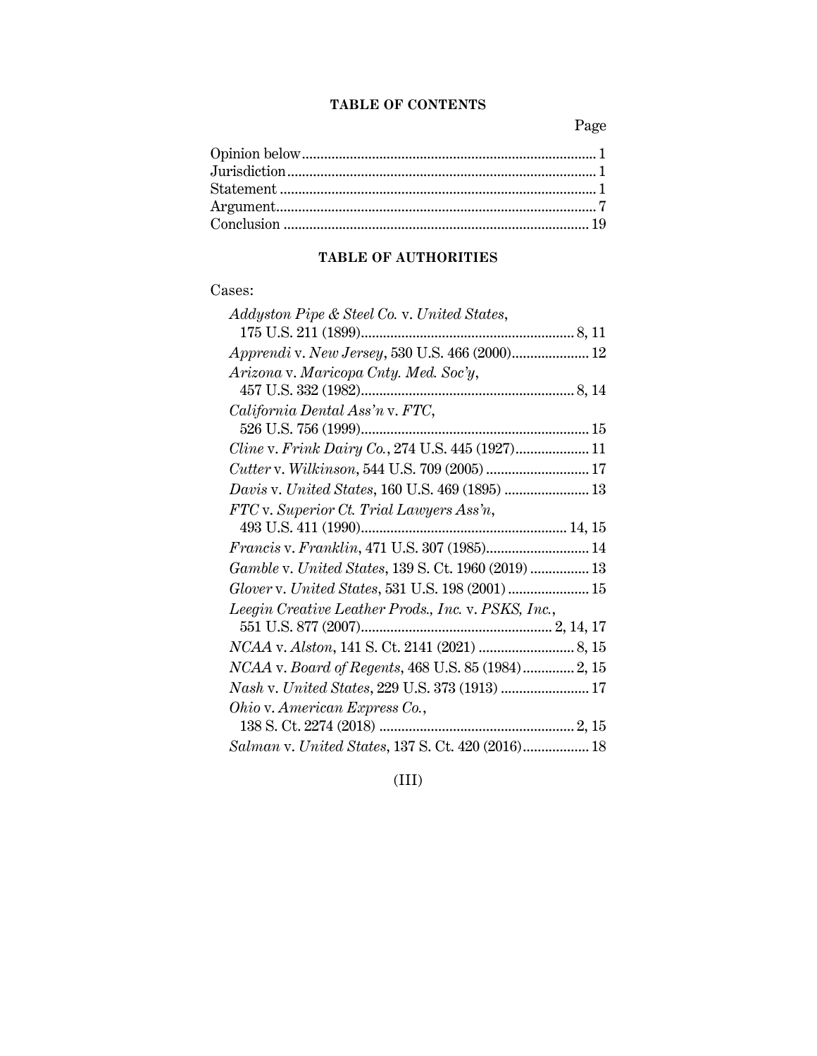# TABLE OF CONTENTS

| | Page |
|---|---|
| Opinion below | 1 |
| Jurisdiction | 1 |
| Statement | 1 |
| Argument | 7 |
| Conclusion | 19 |

# TABLE OF AUTHORITIES

Cases:

| | Page |
|---|---|
| *Addyston Pipe & Steel Co.* v. *United States*, 175 U.S. 211 (1899) | 8, 11 |
| *Apprendi* v. *New Jersey*, 530 U.S. 466 (2000) | 12 |
| *Arizona* v. *Maricopa Cnty. Med. Soc'y*, 457 U.S. 332 (1982) | 8, 14 |
| *California Dental Ass'n* v. *FTC*, 526 U.S. 756 (1999) | 15 |
| *Cline* v. *Frink Dairy Co.*, 274 U.S. 445 (1927) | 11 |
| *Cutter* v. *Wilkinson*, 544 U.S. 709 (2005) | 17 |
| *Davis* v. *United States*, 160 U.S. 469 (1895) | 13 |
| *FTC* v. *Superior Ct. Trial Lawyers Ass'n*, 493 U.S. 411 (1990) | 14, 15 |
| *Francis* v. *Franklin*, 471 U.S. 307 (1985) | 14 |
| *Gamble* v. *United States*, 139 S. Ct. 1960 (2019) | 13 |
| *Glover* v. *United States*, 531 U.S. 198 (2001) | 15 |
| *Leegin Creative Leather Prods., Inc.* v. *PSKS, Inc.*, 551 U.S. 877 (2007) | 2, 14, 17 |
| *NCAA* v. *Alston*, 141 S. Ct. 2141 (2021) | 8, 15 |
| *NCAA* v. *Board of Regents*, 468 U.S. 85 (1984) | 2, 15 |
| *Nash* v. *United States*, 229 U.S. 373 (1913) | 17 |
| *Ohio* v. *American Express Co.*, 138 S. Ct. 2274 (2018) | 2, 15 |
| *Salman* v. *United States*, 137 S. Ct. 420 (2016) | 18 |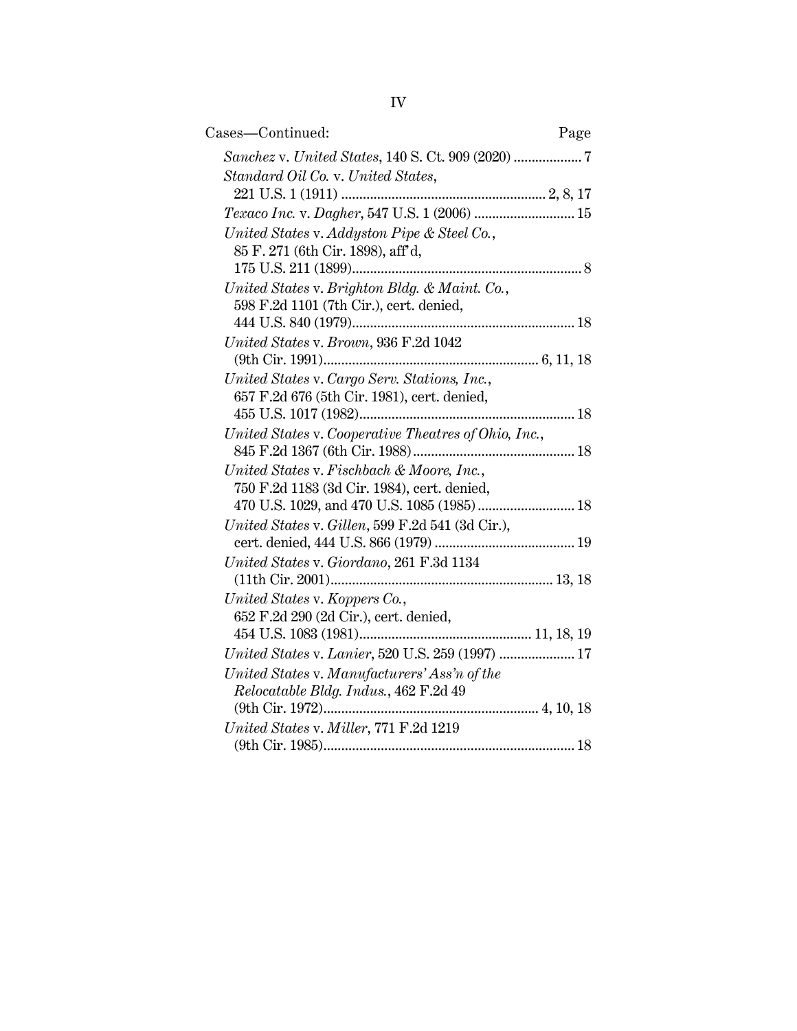Cases—Continued: Page

*Sanchez* v. *United States*, 140 S. Ct. 909 (2020) .................. 7

*Standard Oil Co.* v. *United States*, 221 U.S. 1 (1911) ........................................................ 2, 8, 17

*Texaco Inc.* v. *Dagher*, 547 U.S. 1 (2006) ........................... 15

*United States* v. *Addyston Pipe & Steel Co.*, 85 F. 271 (6th Cir. 1898), aff'd, 175 U.S. 211 (1899)................................................................ 8

*United States* v. *Brighton Bldg. & Maint. Co.*, 598 F.2d 1101 (7th Cir.), cert. denied, 444 U.S. 840 (1979).............................................................. 18

*United States* v. *Brown*, 936 F.2d 1042 (9th Cir. 1991)........................................................... 6, 11, 18

*United States* v. *Cargo Serv. Stations, Inc.*, 657 F.2d 676 (5th Cir. 1981), cert. denied, 455 U.S. 1017 (1982)........................................................... 18

*United States* v. *Cooperative Theatres of Ohio, Inc.*, 845 F.2d 1367 (6th Cir. 1988)............................................. 18

*United States* v. *Fischbach & Moore, Inc.*, 750 F.2d 1183 (3d Cir. 1984), cert. denied, 470 U.S. 1029, and 470 U.S. 1085 (1985) .......................... 18

*United States* v. *Gillen*, 599 F.2d 541 (3d Cir.), cert. denied, 444 U.S. 866 (1979) ...................................... 19

*United States* v. *Giordano*, 261 F.3d 1134 (11th Cir. 2001)............................................................. 13, 18

*United States* v. *Koppers Co.*, 652 F.2d 290 (2d Cir.), cert. denied, 454 U.S. 1083 (1981)................................................ 11, 18, 19

*United States* v. *Lanier*, 520 U.S. 259 (1997) ..................... 17

*United States* v. *Manufacturers' Ass'n of the Relocatable Bldg. Indus.*, 462 F.2d 49 (9th Cir. 1972)........................................................... 4, 10, 18

*United States* v. *Miller*, 771 F.2d 1219 (9th Cir. 1985)..................................................................... 18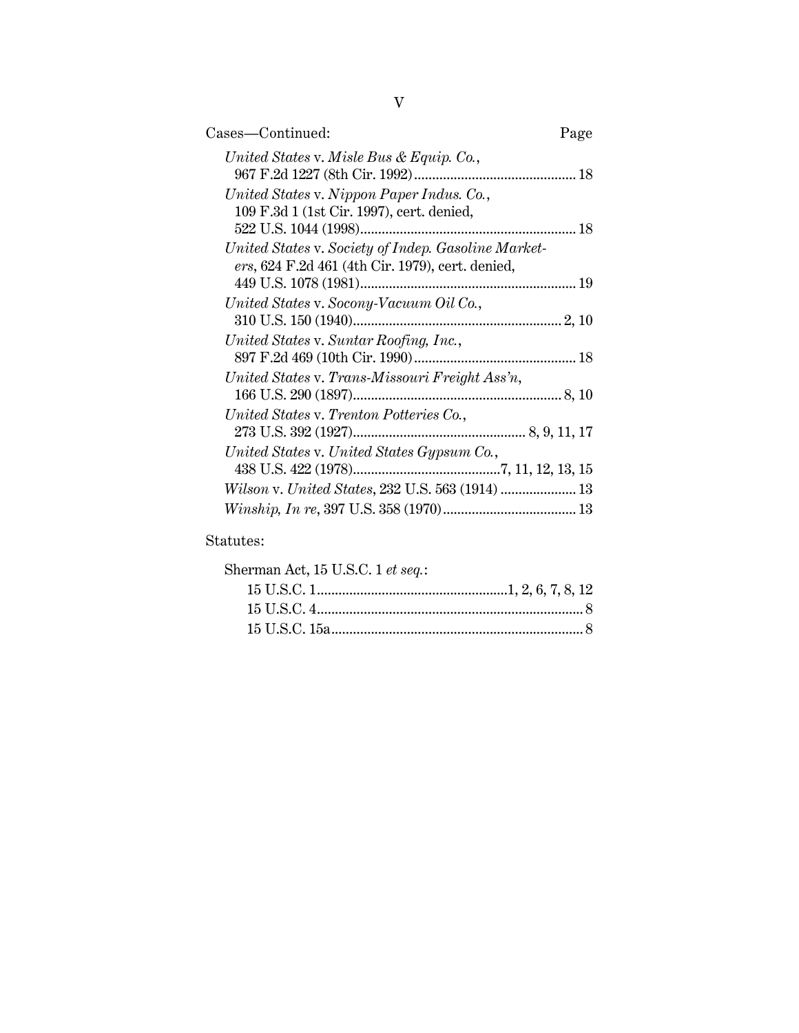Cases—Continued: Page

*United States* v. *Misle Bus & Equip. Co.*, 967 F.2d 1227 (8th Cir. 1992) ........................................ 18

*United States* v. *Nippon Paper Indus. Co.*, 109 F.3d 1 (1st Cir. 1997), cert. denied, 522 U.S. 1044 (1998) ........................................ 18

*United States* v. *Society of Indep. Gasoline Marketers*, 624 F.2d 461 (4th Cir. 1979), cert. denied, 449 U.S. 1078 (1981) ........................................ 19

*United States* v. *Socony-Vacuum Oil Co.*, 310 U.S. 150 (1940) ........................................ 2, 10

*United States* v. *Suntar Roofing, Inc.*, 897 F.2d 469 (10th Cir. 1990) ........................................ 18

*United States* v. *Trans-Missouri Freight Ass'n*, 166 U.S. 290 (1897) ........................................ 8, 10

*United States* v. *Trenton Potteries Co.*, 273 U.S. 392 (1927) ........................................ 8, 9, 11, 17

*United States* v. *United States Gypsum Co.*, 438 U.S. 422 (1978) ........................................ 7, 11, 12, 13, 15

*Wilson* v. *United States*, 232 U.S. 563 (1914) ........................................ 13

*Winship, In re*, 397 U.S. 358 (1970) ........................................ 13

Statutes:

Sherman Act, 15 U.S.C. 1 *et seq.*:

- 15 U.S.C. 1 ........................................ 1, 2, 6, 7, 8, 12
- 15 U.S.C. 4 ........................................ 8
- 15 U.S.C. 15a ........................................ 8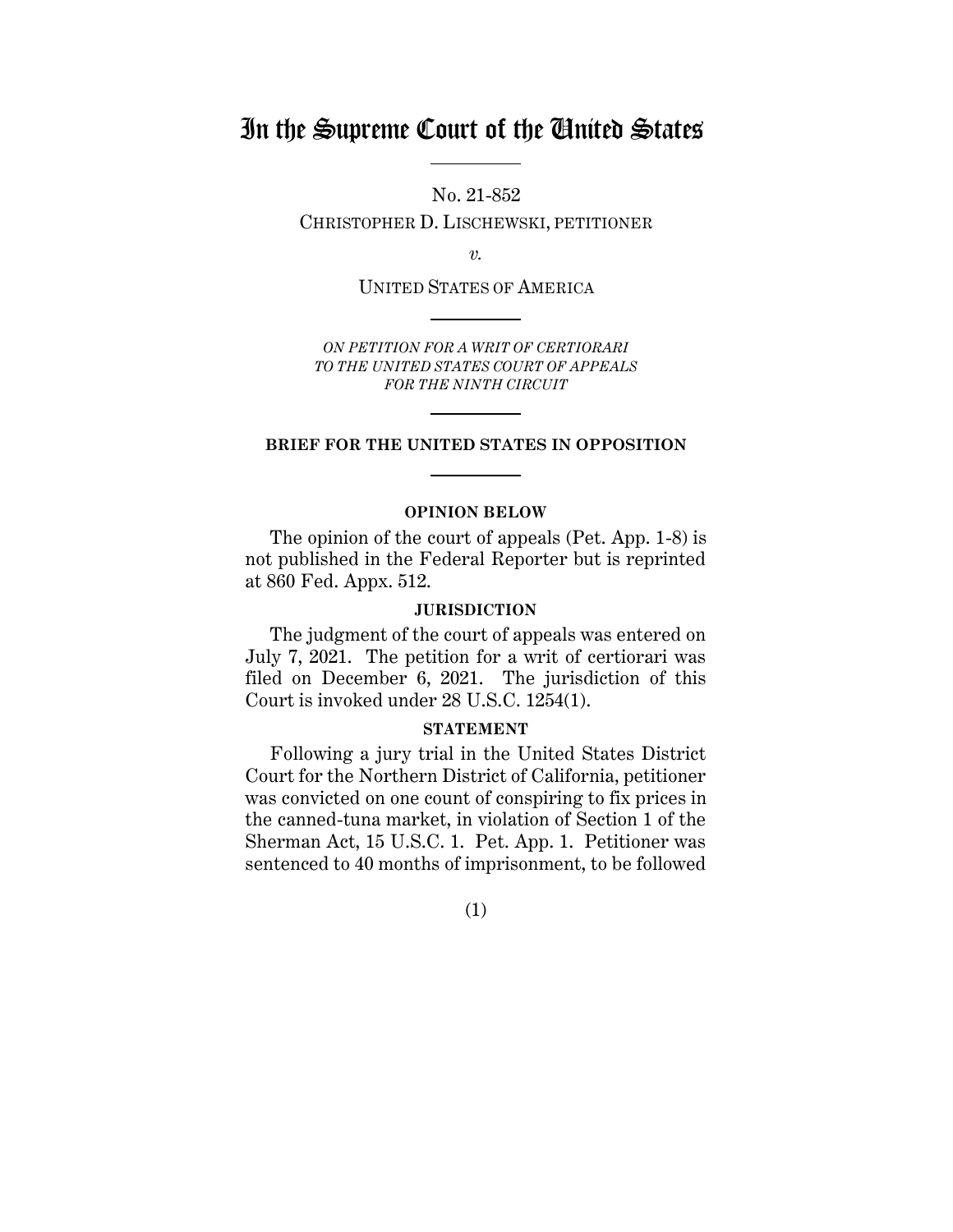# In the Supreme Court of the United States

No. 21-852

CHRISTOPHER D. LISCHEWSKI, PETITIONER

*v.*

UNITED STATES OF AMERICA

*ON PETITION FOR A WRIT OF CERTIORARI TO THE UNITED STATES COURT OF APPEALS FOR THE NINTH CIRCUIT*

**BRIEF FOR THE UNITED STATES IN OPPOSITION**

## OPINION BELOW

The opinion of the court of appeals (Pet. App. 1-8) is not published in the Federal Reporter but is reprinted at 860 Fed. Appx. 512.

## JURISDICTION

The judgment of the court of appeals was entered on July 7, 2021. The petition for a writ of certiorari was filed on December 6, 2021. The jurisdiction of this Court is invoked under 28 U.S.C. 1254(1).

## STATEMENT

Following a jury trial in the United States District Court for the Northern District of California, petitioner was convicted on one count of conspiring to fix prices in the canned-tuna market, in violation of Section 1 of the Sherman Act, 15 U.S.C. 1. Pet. App. 1. Petitioner was sentenced to 40 months of imprisonment, to be followed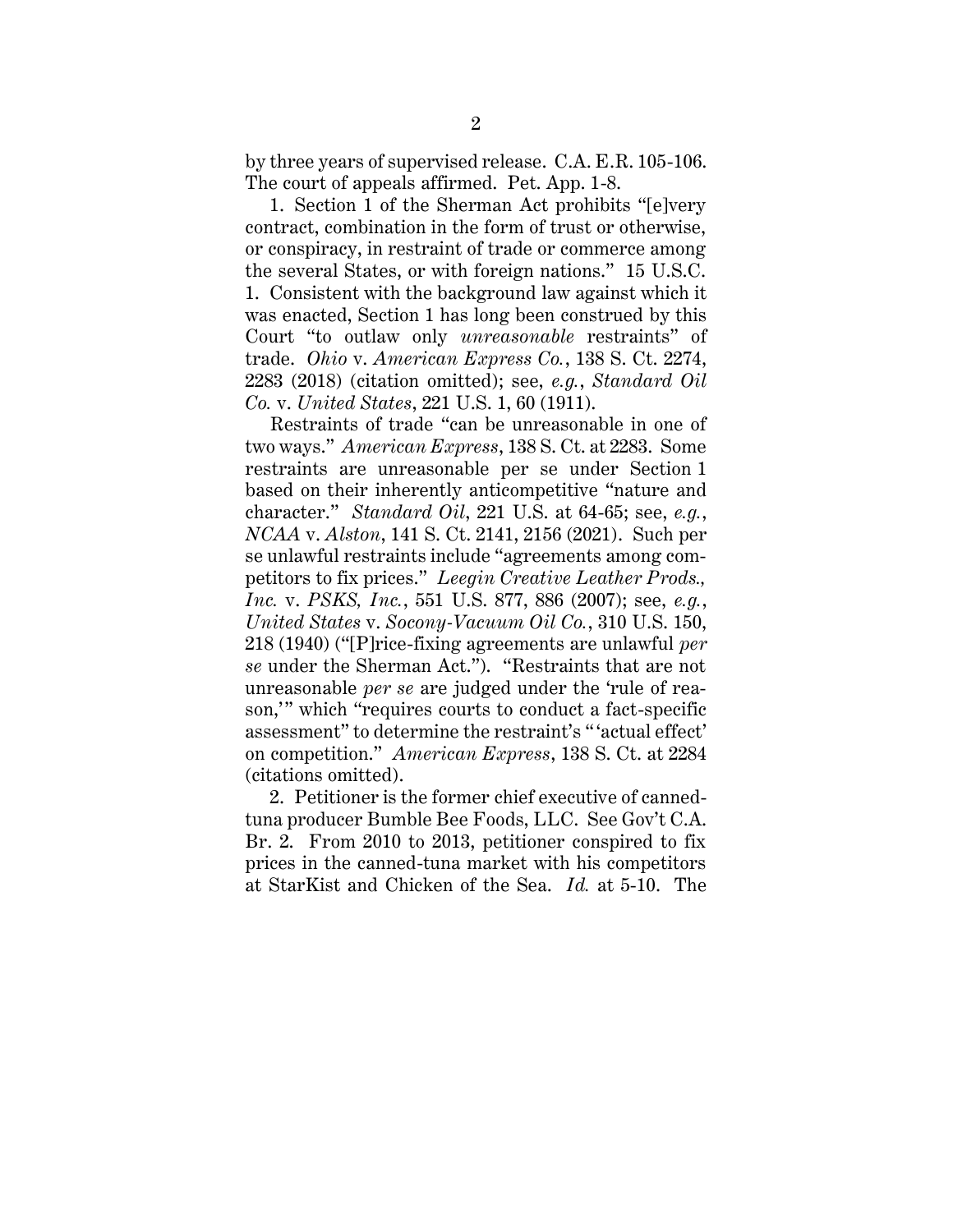by three years of supervised release. C.A. E.R. 105-106. The court of appeals affirmed. Pet. App. 1-8.

1. Section 1 of the Sherman Act prohibits "[e]very contract, combination in the form of trust or otherwise, or conspiracy, in restraint of trade or commerce among the several States, or with foreign nations." 15 U.S.C. 1. Consistent with the background law against which it was enacted, Section 1 has long been construed by this Court "to outlaw only *unreasonable* restraints" of trade. *Ohio* v. *American Express Co.*, 138 S. Ct. 2274, 2283 (2018) (citation omitted); see, *e.g.*, *Standard Oil Co.* v. *United States*, 221 U.S. 1, 60 (1911).

Restraints of trade "can be unreasonable in one of two ways." *American Express*, 138 S. Ct. at 2283. Some restraints are unreasonable per se under Section 1 based on their inherently anticompetitive "nature and character." *Standard Oil*, 221 U.S. at 64-65; see, *e.g.*, *NCAA* v. *Alston*, 141 S. Ct. 2141, 2156 (2021). Such per se unlawful restraints include "agreements among competitors to fix prices." *Leegin Creative Leather Prods., Inc.* v. *PSKS, Inc.*, 551 U.S. 877, 886 (2007); see, *e.g.*, *United States* v. *Socony-Vacuum Oil Co.*, 310 U.S. 150, 218 (1940) ("[P]rice-fixing agreements are unlawful *per se* under the Sherman Act."). "Restraints that are not unreasonable *per se* are judged under the 'rule of reason,'" which "requires courts to conduct a fact-specific assessment" to determine the restraint's "'actual effect' on competition." *American Express*, 138 S. Ct. at 2284 (citations omitted).

2. Petitioner is the former chief executive of canned-tuna producer Bumble Bee Foods, LLC. See Gov't C.A. Br. 2. From 2010 to 2013, petitioner conspired to fix prices in the canned-tuna market with his competitors at StarKist and Chicken of the Sea. *Id.* at 5-10. The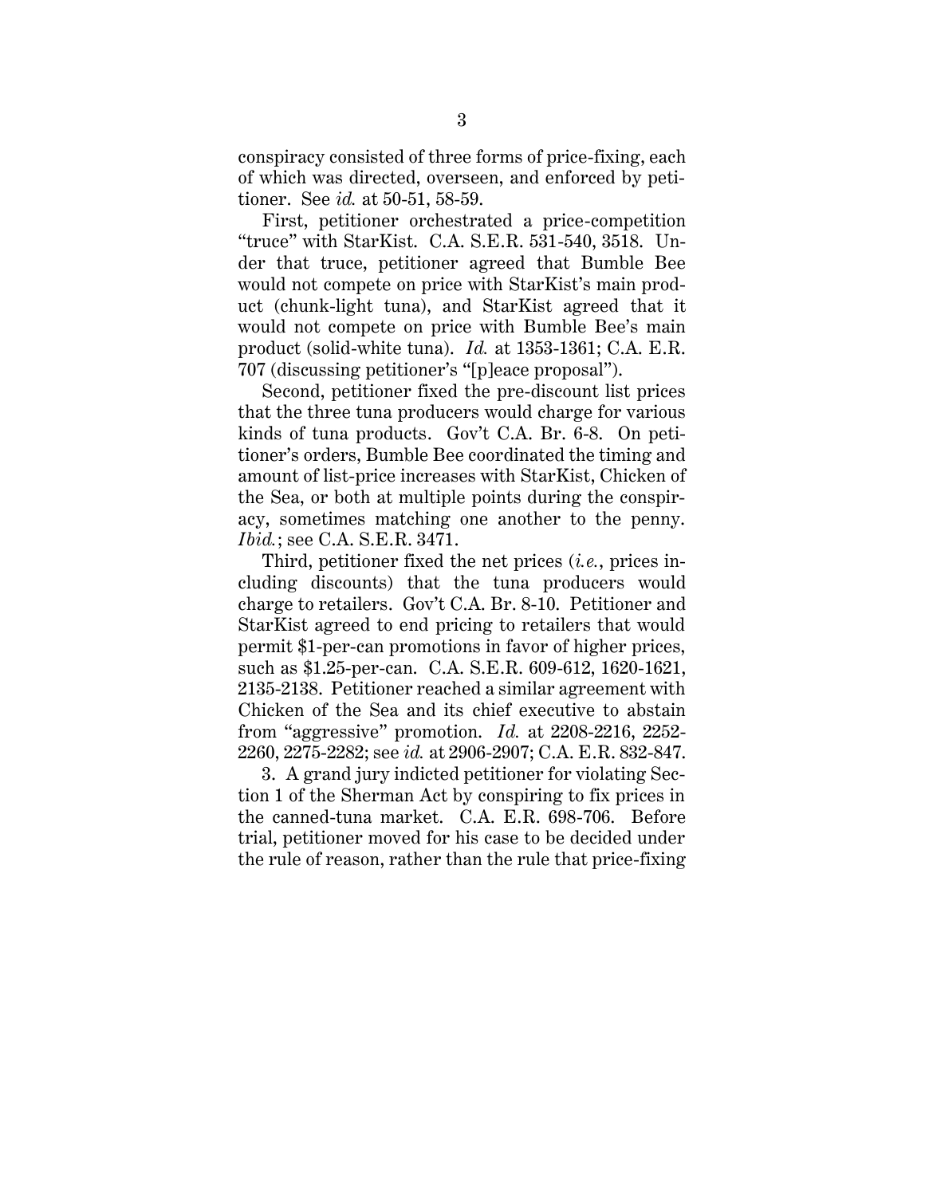conspiracy consisted of three forms of price-fixing, each of which was directed, overseen, and enforced by petitioner. See *id.* at 50-51, 58-59.

First, petitioner orchestrated a price-competition "truce" with StarKist. C.A. S.E.R. 531-540, 3518. Under that truce, petitioner agreed that Bumble Bee would not compete on price with StarKist's main product (chunk-light tuna), and StarKist agreed that it would not compete on price with Bumble Bee's main product (solid-white tuna). *Id.* at 1353-1361; C.A. E.R. 707 (discussing petitioner's "[p]eace proposal").

Second, petitioner fixed the pre-discount list prices that the three tuna producers would charge for various kinds of tuna products. Gov't C.A. Br. 6-8. On petitioner's orders, Bumble Bee coordinated the timing and amount of list-price increases with StarKist, Chicken of the Sea, or both at multiple points during the conspiracy, sometimes matching one another to the penny. *Ibid.*; see C.A. S.E.R. 3471.

Third, petitioner fixed the net prices (*i.e.*, prices including discounts) that the tuna producers would charge to retailers. Gov't C.A. Br. 8-10. Petitioner and StarKist agreed to end pricing to retailers that would permit $1-per-can promotions in favor of higher prices, such as $1.25-per-can. C.A. S.E.R. 609-612, 1620-1621, 2135-2138. Petitioner reached a similar agreement with Chicken of the Sea and its chief executive to abstain from "aggressive" promotion. *Id.* at 2208-2216, 2252-2260, 2275-2282; see *id.* at 2906-2907; C.A. E.R. 832-847.

3. A grand jury indicted petitioner for violating Section 1 of the Sherman Act by conspiring to fix prices in the canned-tuna market. C.A. E.R. 698-706. Before trial, petitioner moved for his case to be decided under the rule of reason, rather than the rule that price-fixing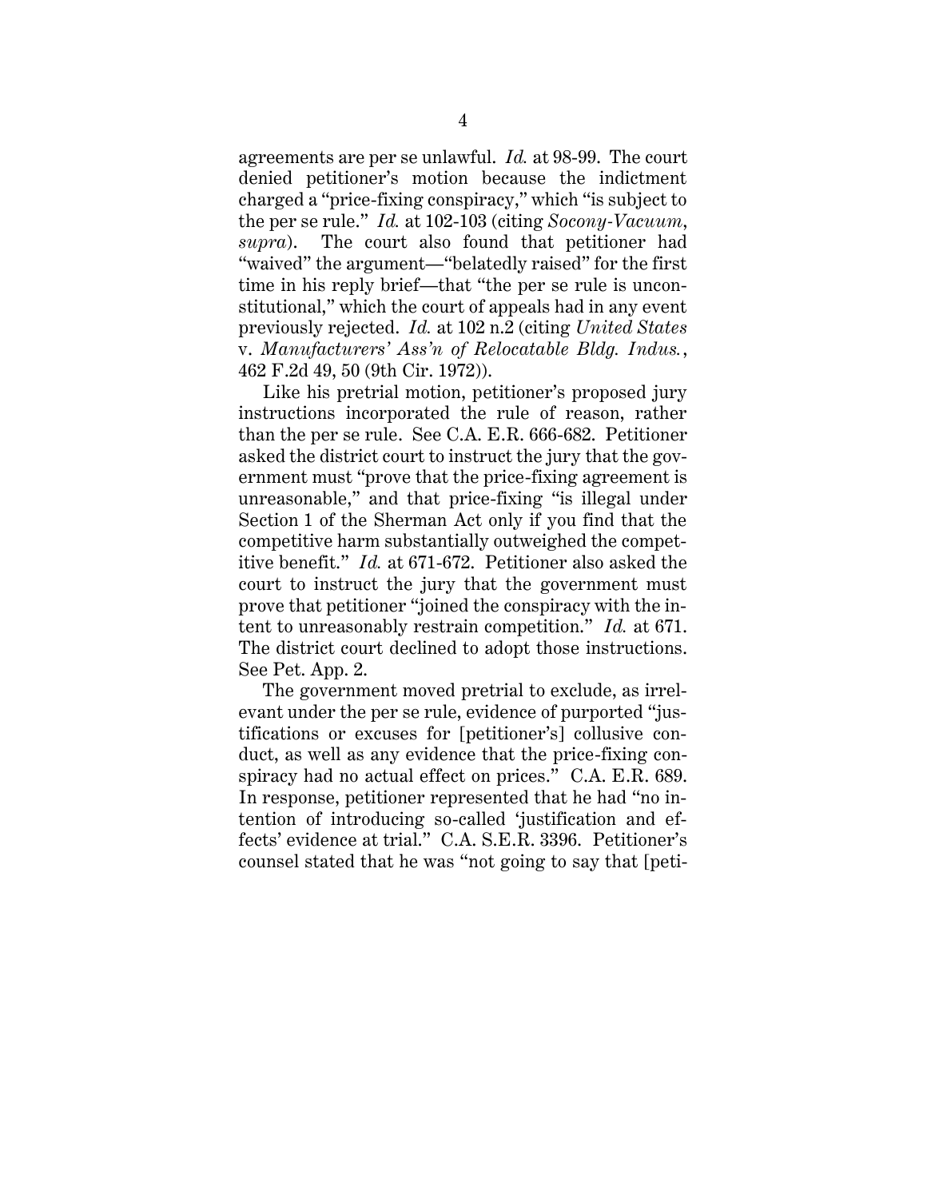agreements are per se unlawful. *Id.* at 98-99. The court denied petitioner's motion because the indictment charged a "price-fixing conspiracy," which "is subject to the per se rule." *Id.* at 102-103 (citing *Socony-Vacuum*, *supra*). The court also found that petitioner had "waived" the argument—"belatedly raised" for the first time in his reply brief—that "the per se rule is unconstitutional," which the court of appeals had in any event previously rejected. *Id.* at 102 n.2 (citing *United States* v. *Manufacturers' Ass'n of Relocatable Bldg. Indus.*, 462 F.2d 49, 50 (9th Cir. 1972)).

Like his pretrial motion, petitioner's proposed jury instructions incorporated the rule of reason, rather than the per se rule. See C.A. E.R. 666-682. Petitioner asked the district court to instruct the jury that the government must "prove that the price-fixing agreement is unreasonable," and that price-fixing "is illegal under Section 1 of the Sherman Act only if you find that the competitive harm substantially outweighed the competitive benefit." *Id.* at 671-672. Petitioner also asked the court to instruct the jury that the government must prove that petitioner "joined the conspiracy with the intent to unreasonably restrain competition." *Id.* at 671. The district court declined to adopt those instructions. See Pet. App. 2.

The government moved pretrial to exclude, as irrelevant under the per se rule, evidence of purported "justifications or excuses for [petitioner's] collusive conduct, as well as any evidence that the price-fixing conspiracy had no actual effect on prices." C.A. E.R. 689. In response, petitioner represented that he had "no intention of introducing so-called 'justification and effects' evidence at trial." C.A. S.E.R. 3396. Petitioner's counsel stated that he was "not going to say that [peti-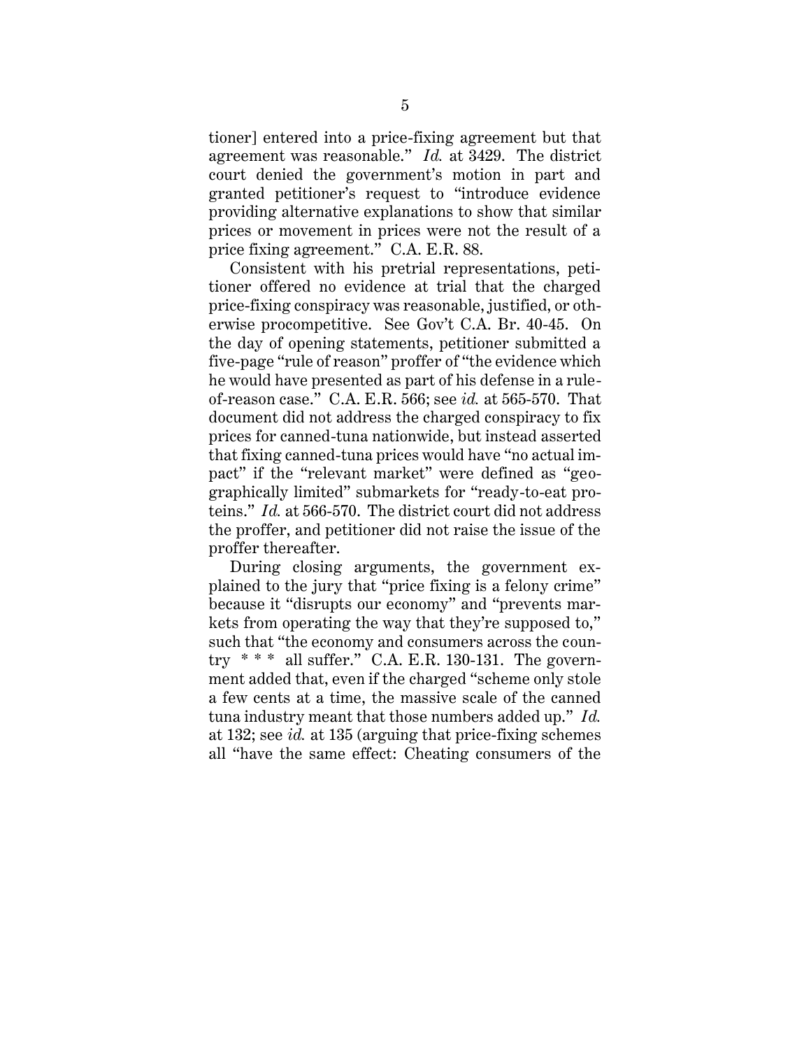tioner] entered into a price-fixing agreement but that agreement was reasonable." *Id.* at 3429. The district court denied the government's motion in part and granted petitioner's request to "introduce evidence providing alternative explanations to show that similar prices or movement in prices were not the result of a price fixing agreement." C.A. E.R. 88.

Consistent with his pretrial representations, petitioner offered no evidence at trial that the charged price-fixing conspiracy was reasonable, justified, or otherwise procompetitive. See Gov't C.A. Br. 40-45. On the day of opening statements, petitioner submitted a five-page "rule of reason" proffer of "the evidence which he would have presented as part of his defense in a rule-of-reason case." C.A. E.R. 566; see *id.* at 565-570. That document did not address the charged conspiracy to fix prices for canned-tuna nationwide, but instead asserted that fixing canned-tuna prices would have "no actual impact" if the "relevant market" were defined as "geographically limited" submarkets for "ready-to-eat proteins." *Id.* at 566-570. The district court did not address the proffer, and petitioner did not raise the issue of the proffer thereafter.

During closing arguments, the government explained to the jury that "price fixing is a felony crime" because it "disrupts our economy" and "prevents markets from operating the way that they're supposed to," such that "the economy and consumers across the country * * * all suffer." C.A. E.R. 130-131. The government added that, even if the charged "scheme only stole a few cents at a time, the massive scale of the canned tuna industry meant that those numbers added up." *Id.* at 132; see *id.* at 135 (arguing that price-fixing schemes all "have the same effect: Cheating consumers of the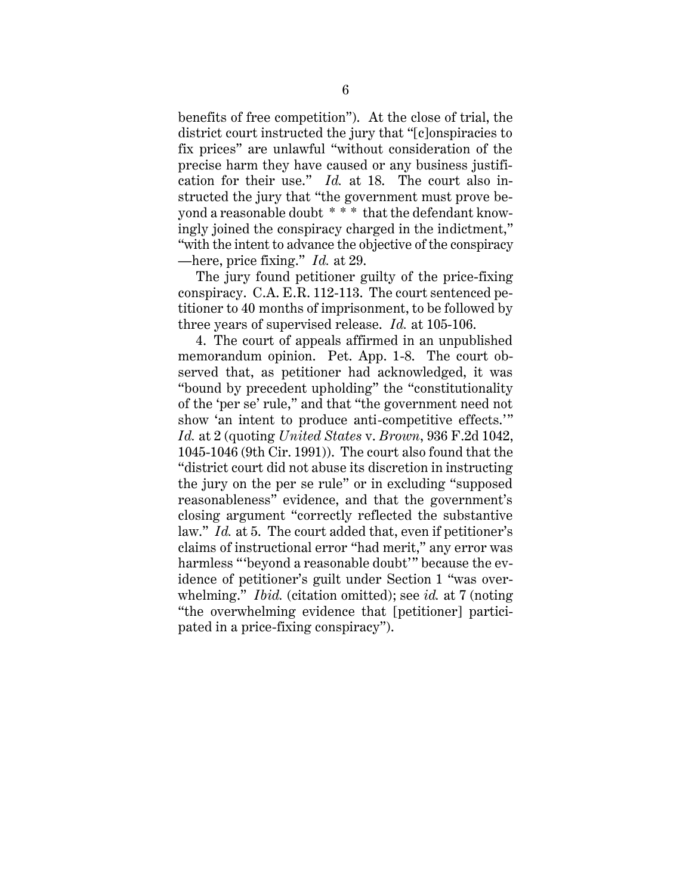benefits of free competition"). At the close of trial, the district court instructed the jury that "[c]onspiracies to fix prices" are unlawful "without consideration of the precise harm they have caused or any business justification for their use." *Id.* at 18. The court also instructed the jury that "the government must prove beyond a reasonable doubt * * * that the defendant knowingly joined the conspiracy charged in the indictment," "with the intent to advance the objective of the conspiracy —here, price fixing." *Id.* at 29.

The jury found petitioner guilty of the price-fixing conspiracy. C.A. E.R. 112-113. The court sentenced petitioner to 40 months of imprisonment, to be followed by three years of supervised release. *Id.* at 105-106.

4. The court of appeals affirmed in an unpublished memorandum opinion. Pet. App. 1-8. The court observed that, as petitioner had acknowledged, it was "bound by precedent upholding" the "constitutionality of the 'per se' rule," and that "the government need not show 'an intent to produce anti-competitive effects.'" *Id.* at 2 (quoting *United States* v. *Brown*, 936 F.2d 1042, 1045-1046 (9th Cir. 1991)). The court also found that the "district court did not abuse its discretion in instructing the jury on the per se rule" or in excluding "supposed reasonableness" evidence, and that the government's closing argument "correctly reflected the substantive law." *Id.* at 5. The court added that, even if petitioner's claims of instructional error "had merit," any error was harmless "'beyond a reasonable doubt'" because the evidence of petitioner's guilt under Section 1 "was overwhelming." *Ibid.* (citation omitted); see *id.* at 7 (noting "the overwhelming evidence that [petitioner] participated in a price-fixing conspiracy").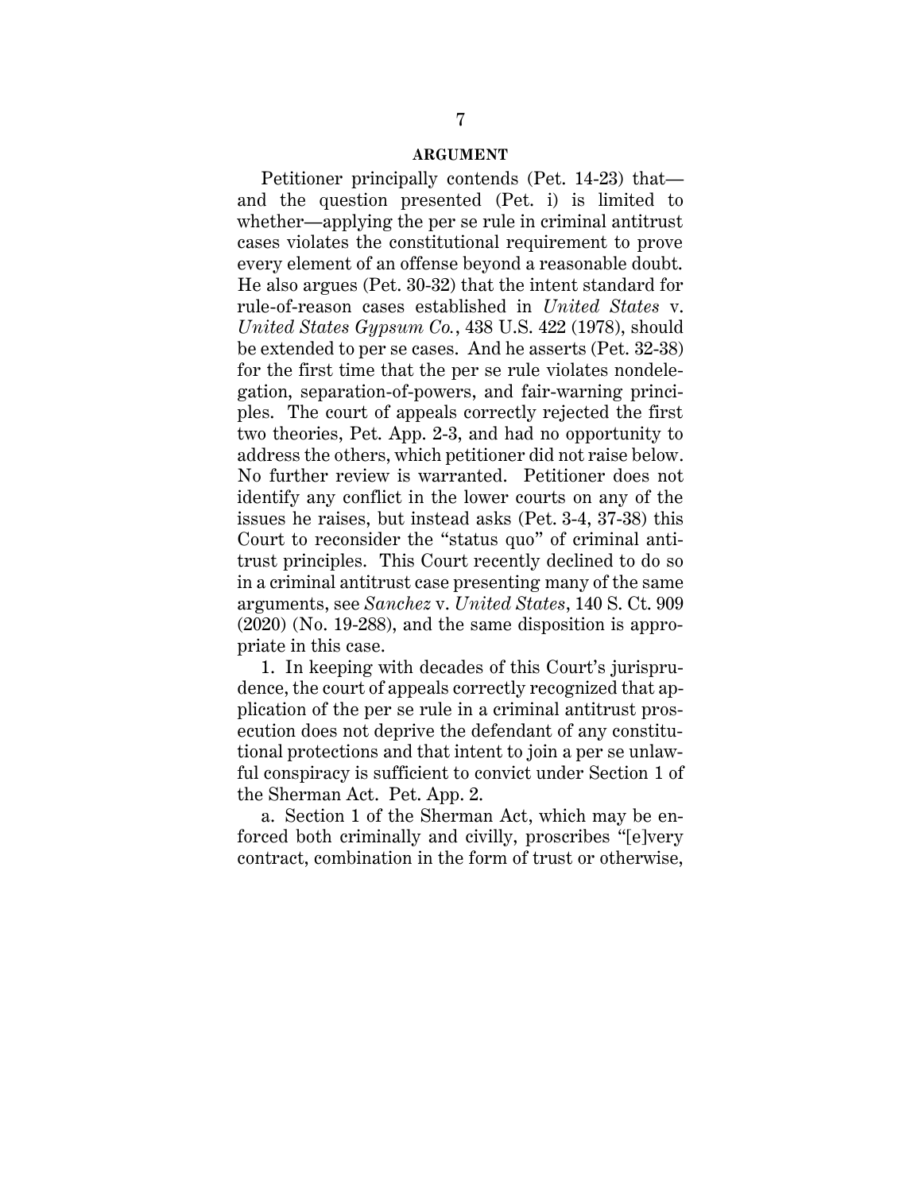## ARGUMENT

Petitioner principally contends (Pet. 14-23) that—and the question presented (Pet. i) is limited to whether—applying the per se rule in criminal antitrust cases violates the constitutional requirement to prove every element of an offense beyond a reasonable doubt. He also argues (Pet. 30-32) that the intent standard for rule-of-reason cases established in *United States* v. *United States Gypsum Co.*, 438 U.S. 422 (1978), should be extended to per se cases. And he asserts (Pet. 32-38) for the first time that the per se rule violates nondelegation, separation-of-powers, and fair-warning principles. The court of appeals correctly rejected the first two theories, Pet. App. 2-3, and had no opportunity to address the others, which petitioner did not raise below. No further review is warranted. Petitioner does not identify any conflict in the lower courts on any of the issues he raises, but instead asks (Pet. 3-4, 37-38) this Court to reconsider the "status quo" of criminal antitrust principles. This Court recently declined to do so in a criminal antitrust case presenting many of the same arguments, see *Sanchez* v. *United States*, 140 S. Ct. 909 (2020) (No. 19-288), and the same disposition is appropriate in this case.

1. In keeping with decades of this Court's jurisprudence, the court of appeals correctly recognized that application of the per se rule in a criminal antitrust prosecution does not deprive the defendant of any constitutional protections and that intent to join a per se unlawful conspiracy is sufficient to convict under Section 1 of the Sherman Act. Pet. App. 2.

a. Section 1 of the Sherman Act, which may be enforced both criminally and civilly, proscribes "[e]very contract, combination in the form of trust or otherwise,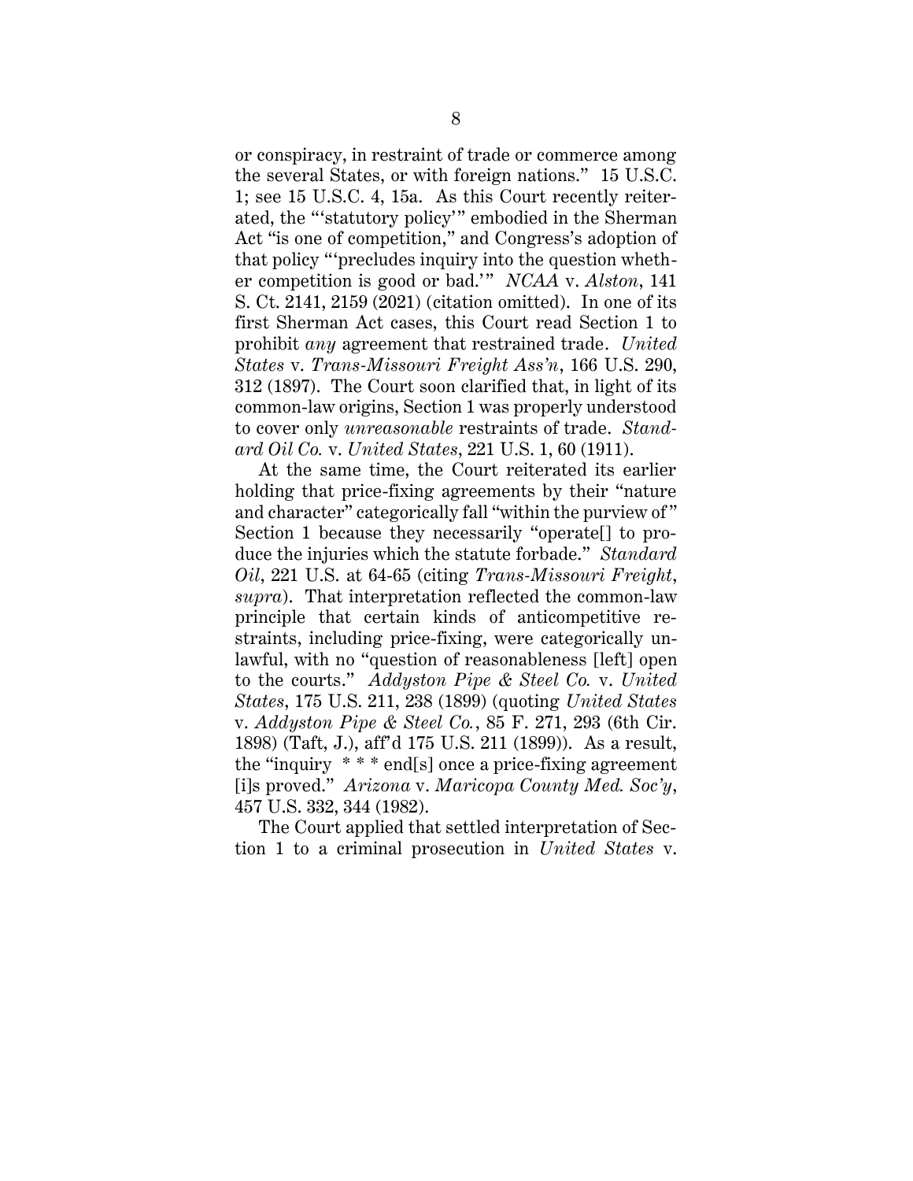or conspiracy, in restraint of trade or commerce among the several States, or with foreign nations." 15 U.S.C. 1; see 15 U.S.C. 4, 15a. As this Court recently reiterated, the "'statutory policy'" embodied in the Sherman Act "is one of competition," and Congress's adoption of that policy "'precludes inquiry into the question whether competition is good or bad.'" *NCAA* v. *Alston*, 141 S. Ct. 2141, 2159 (2021) (citation omitted). In one of its first Sherman Act cases, this Court read Section 1 to prohibit *any* agreement that restrained trade. *United States* v. *Trans-Missouri Freight Ass'n*, 166 U.S. 290, 312 (1897). The Court soon clarified that, in light of its common-law origins, Section 1 was properly understood to cover only *unreasonable* restraints of trade. *Standard Oil Co.* v. *United States*, 221 U.S. 1, 60 (1911).

At the same time, the Court reiterated its earlier holding that price-fixing agreements by their "nature and character" categorically fall "within the purview of" Section 1 because they necessarily "operate[] to produce the injuries which the statute forbade." *Standard Oil*, 221 U.S. at 64-65 (citing *Trans-Missouri Freight*, *supra*). That interpretation reflected the common-law principle that certain kinds of anticompetitive restraints, including price-fixing, were categorically unlawful, with no "question of reasonableness [left] open to the courts." *Addyston Pipe & Steel Co.* v. *United States*, 175 U.S. 211, 238 (1899) (quoting *United States* v. *Addyston Pipe & Steel Co.*, 85 F. 271, 293 (6th Cir. 1898) (Taft, J.), aff'd 175 U.S. 211 (1899)). As a result, the "inquiry * * * end[s] once a price-fixing agreement [i]s proved." *Arizona* v. *Maricopa County Med. Soc'y*, 457 U.S. 332, 344 (1982).

The Court applied that settled interpretation of Section 1 to a criminal prosecution in *United States* v.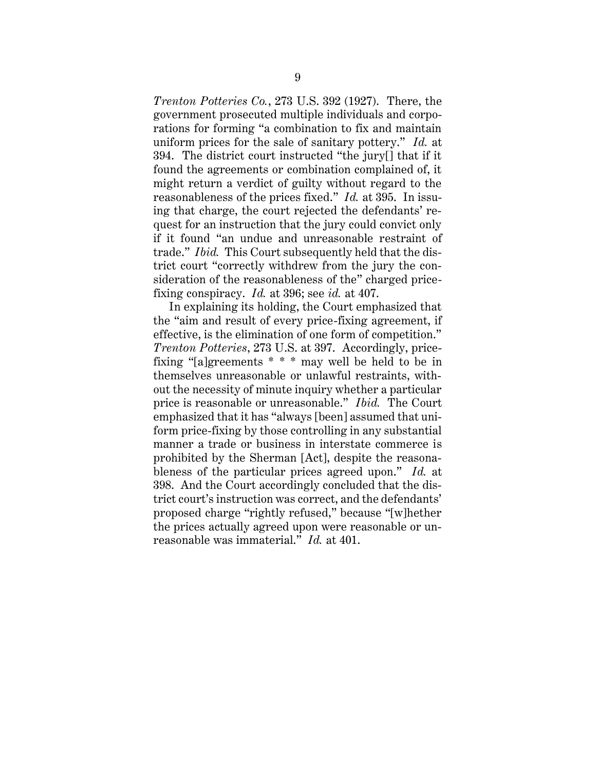*Trenton Potteries Co.*, 273 U.S. 392 (1927). There, the government prosecuted multiple individuals and corporations for forming "a combination to fix and maintain uniform prices for the sale of sanitary pottery." *Id.* at 394. The district court instructed "the jury[] that if it found the agreements or combination complained of, it might return a verdict of guilty without regard to the reasonableness of the prices fixed." *Id.* at 395. In issuing that charge, the court rejected the defendants' request for an instruction that the jury could convict only if it found "an undue and unreasonable restraint of trade." *Ibid.* This Court subsequently held that the district court "correctly withdrew from the jury the consideration of the reasonableness of the" charged price-fixing conspiracy. *Id.* at 396; see *id.* at 407.

In explaining its holding, the Court emphasized that the "aim and result of every price-fixing agreement, if effective, is the elimination of one form of competition." *Trenton Potteries*, 273 U.S. at 397. Accordingly, price-fixing "[a]greements * * * may well be held to be in themselves unreasonable or unlawful restraints, without the necessity of minute inquiry whether a particular price is reasonable or unreasonable." *Ibid.* The Court emphasized that it has "always [been] assumed that uniform price-fixing by those controlling in any substantial manner a trade or business in interstate commerce is prohibited by the Sherman [Act], despite the reasonableness of the particular prices agreed upon." *Id.* at 398. And the Court accordingly concluded that the district court's instruction was correct, and the defendants' proposed charge "rightly refused," because "[w]hether the prices actually agreed upon were reasonable or unreasonable was immaterial." *Id.* at 401.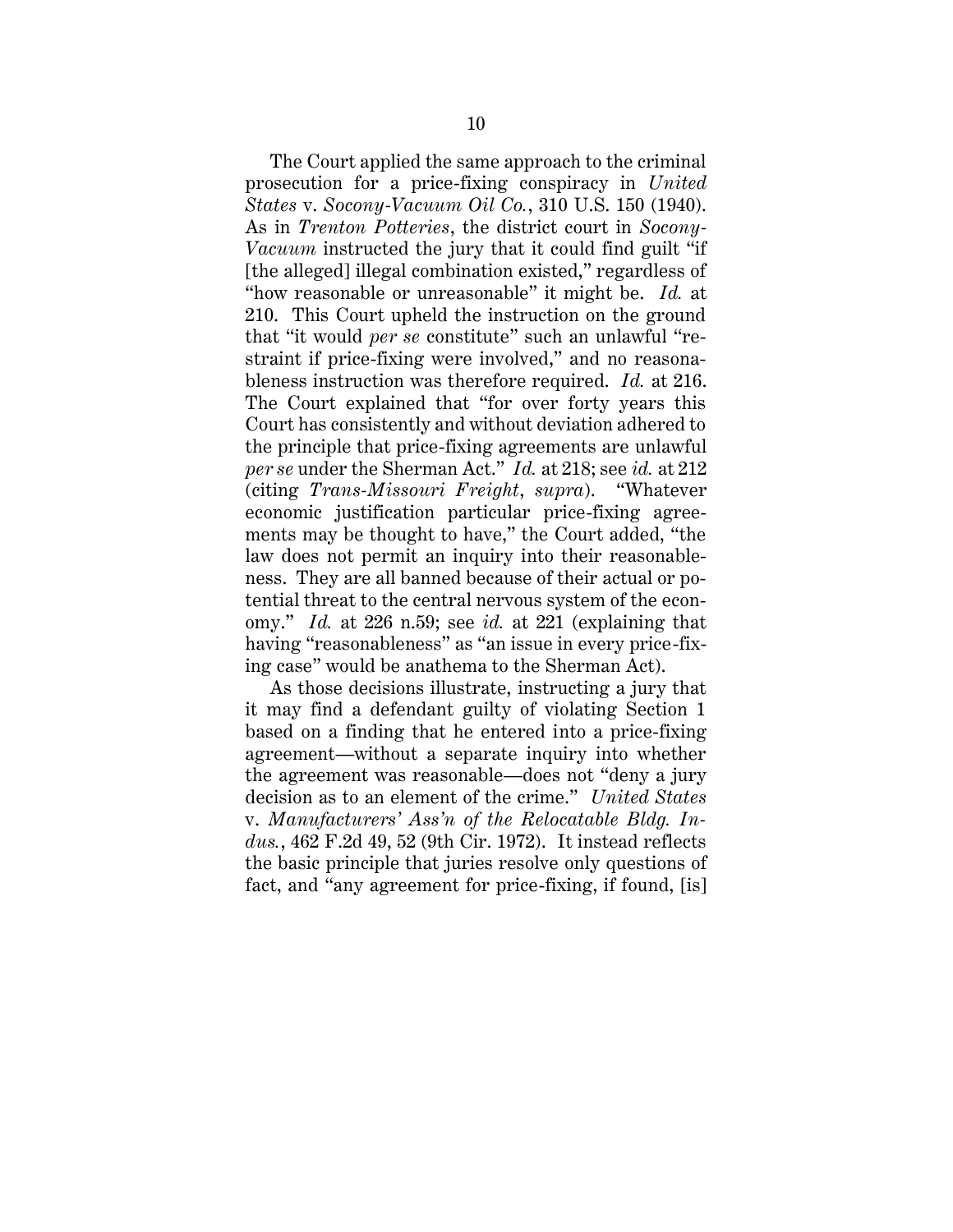The Court applied the same approach to the criminal prosecution for a price-fixing conspiracy in *United States* v. *Socony-Vacuum Oil Co.*, 310 U.S. 150 (1940). As in *Trenton Potteries*, the district court in *Socony-Vacuum* instructed the jury that it could find guilt "if [the alleged] illegal combination existed," regardless of "how reasonable or unreasonable" it might be. *Id.* at 210. This Court upheld the instruction on the ground that "it would *per se* constitute" such an unlawful "restraint if price-fixing were involved," and no reasonableness instruction was therefore required. *Id.* at 216. The Court explained that "for over forty years this Court has consistently and without deviation adhered to the principle that price-fixing agreements are unlawful *per se* under the Sherman Act." *Id.* at 218; see *id.* at 212 (citing *Trans-Missouri Freight*, *supra*). "Whatever economic justification particular price-fixing agreements may be thought to have," the Court added, "the law does not permit an inquiry into their reasonableness. They are all banned because of their actual or potential threat to the central nervous system of the economy." *Id.* at 226 n.59; see *id.* at 221 (explaining that having "reasonableness" as "an issue in every price-fixing case" would be anathema to the Sherman Act).

As those decisions illustrate, instructing a jury that it may find a defendant guilty of violating Section 1 based on a finding that he entered into a price-fixing agreement—without a separate inquiry into whether the agreement was reasonable—does not "deny a jury decision as to an element of the crime." *United States* v. *Manufacturers' Ass'n of the Relocatable Bldg. Indus.*, 462 F.2d 49, 52 (9th Cir. 1972). It instead reflects the basic principle that juries resolve only questions of fact, and "any agreement for price-fixing, if found, [is]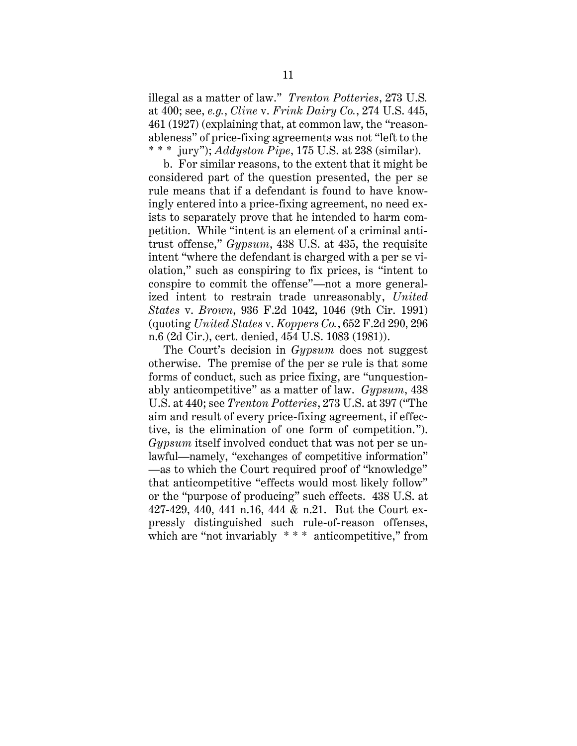illegal as a matter of law." *Trenton Potteries*, 273 U.S. at 400; see, *e.g.*, *Cline* v. *Frink Dairy Co.*, 274 U.S. 445, 461 (1927) (explaining that, at common law, the "reasonableness" of price-fixing agreements was not "left to the * * * jury"); *Addyston Pipe*, 175 U.S. at 238 (similar).

b. For similar reasons, to the extent that it might be considered part of the question presented, the per se rule means that if a defendant is found to have knowingly entered into a price-fixing agreement, no need exists to separately prove that he intended to harm competition. While "intent is an element of a criminal antitrust offense," *Gypsum*, 438 U.S. at 435, the requisite intent "where the defendant is charged with a per se violation," such as conspiring to fix prices, is "intent to conspire to commit the offense"—not a more generalized intent to restrain trade unreasonably, *United States* v. *Brown*, 936 F.2d 1042, 1046 (9th Cir. 1991) (quoting *United States* v. *Koppers Co.*, 652 F.2d 290, 296 n.6 (2d Cir.), cert. denied, 454 U.S. 1083 (1981)).

The Court's decision in *Gypsum* does not suggest otherwise. The premise of the per se rule is that some forms of conduct, such as price fixing, are "unquestionably anticompetitive" as a matter of law. *Gypsum*, 438 U.S. at 440; see *Trenton Potteries*, 273 U.S. at 397 ("The aim and result of every price-fixing agreement, if effective, is the elimination of one form of competition."). *Gypsum* itself involved conduct that was not per se unlawful—namely, "exchanges of competitive information" —as to which the Court required proof of "knowledge" that anticompetitive "effects would most likely follow" or the "purpose of producing" such effects. 438 U.S. at 427-429, 440, 441 n.16, 444 & n.21. But the Court expressly distinguished such rule-of-reason offenses, which are "not invariably * * * anticompetitive," from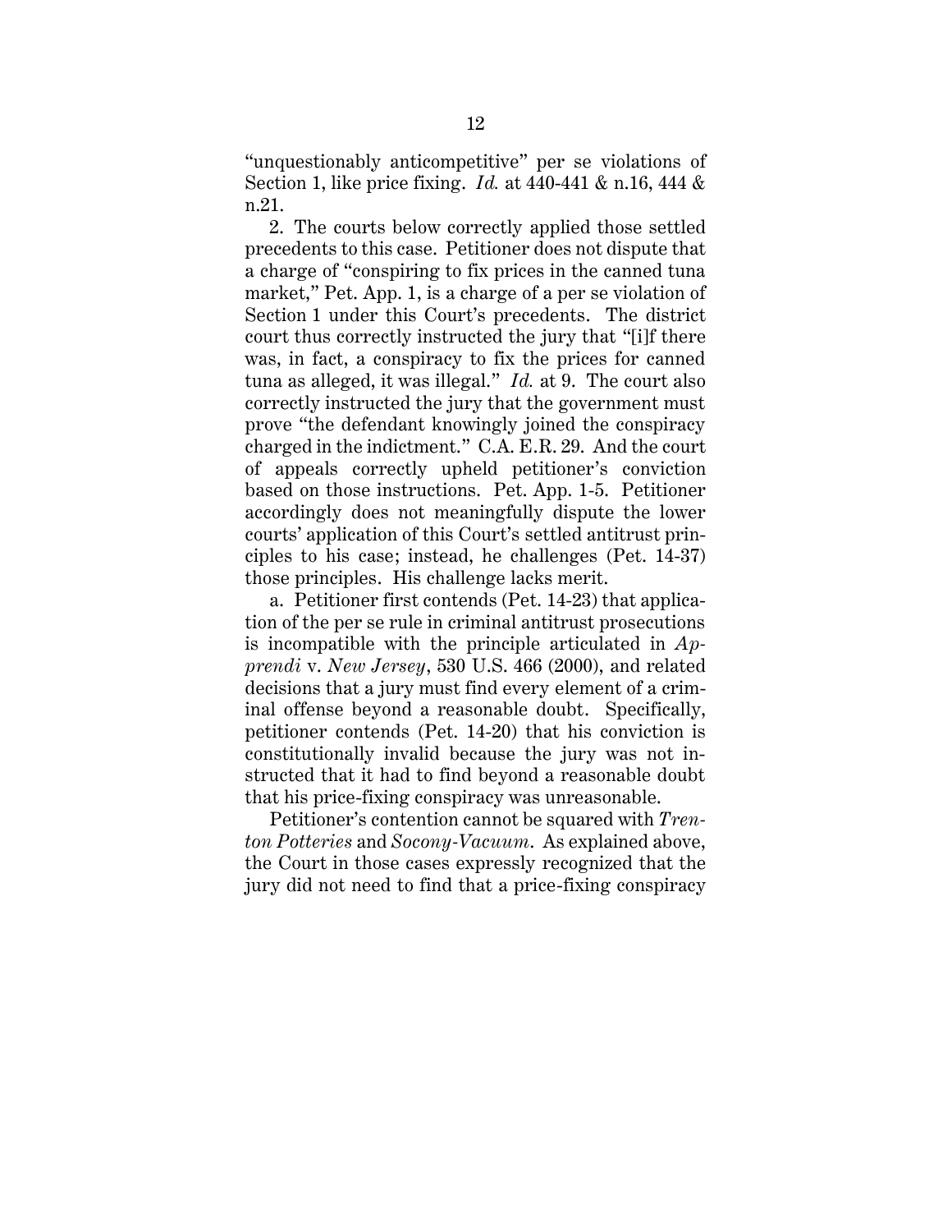"unquestionably anticompetitive" per se violations of Section 1, like price fixing. *Id.* at 440-441 & n.16, 444 & n.21.

2. The courts below correctly applied those settled precedents to this case. Petitioner does not dispute that a charge of "conspiring to fix prices in the canned tuna market," Pet. App. 1, is a charge of a per se violation of Section 1 under this Court's precedents. The district court thus correctly instructed the jury that "[i]f there was, in fact, a conspiracy to fix the prices for canned tuna as alleged, it was illegal." *Id.* at 9. The court also correctly instructed the jury that the government must prove "the defendant knowingly joined the conspiracy charged in the indictment." C.A. E.R. 29. And the court of appeals correctly upheld petitioner's conviction based on those instructions. Pet. App. 1-5. Petitioner accordingly does not meaningfully dispute the lower courts' application of this Court's settled antitrust principles to his case; instead, he challenges (Pet. 14-37) those principles. His challenge lacks merit.

a. Petitioner first contends (Pet. 14-23) that application of the per se rule in criminal antitrust prosecutions is incompatible with the principle articulated in *Apprendi* v. *New Jersey*, 530 U.S. 466 (2000), and related decisions that a jury must find every element of a criminal offense beyond a reasonable doubt. Specifically, petitioner contends (Pet. 14-20) that his conviction is constitutionally invalid because the jury was not instructed that it had to find beyond a reasonable doubt that his price-fixing conspiracy was unreasonable.

Petitioner's contention cannot be squared with *Trenton Potteries* and *Socony-Vacuum*. As explained above, the Court in those cases expressly recognized that the jury did not need to find that a price-fixing conspiracy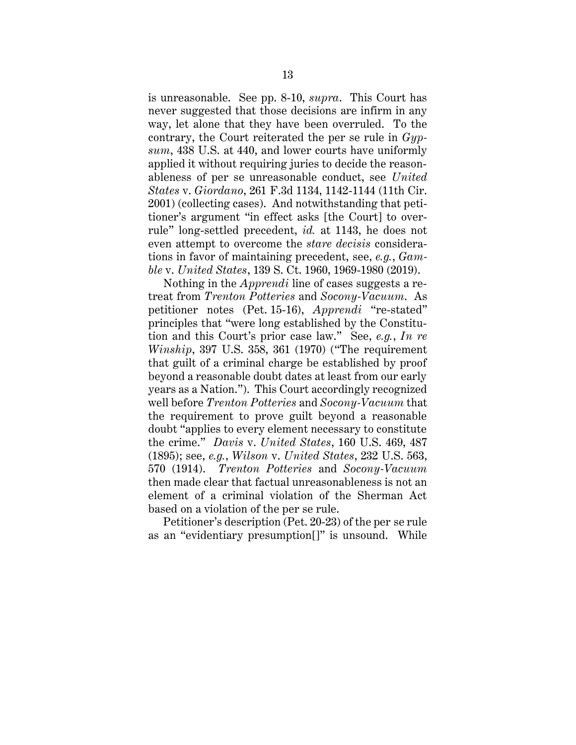is unreasonable. See pp. 8-10, *supra*. This Court has never suggested that those decisions are infirm in any way, let alone that they have been overruled. To the contrary, the Court reiterated the per se rule in *Gypsum*, 438 U.S. at 440, and lower courts have uniformly applied it without requiring juries to decide the reasonableness of per se unreasonable conduct, see *United States* v. *Giordano*, 261 F.3d 1134, 1142-1144 (11th Cir. 2001) (collecting cases). And notwithstanding that petitioner's argument "in effect asks [the Court] to overrule" long-settled precedent, *id.* at 1143, he does not even attempt to overcome the *stare decisis* considerations in favor of maintaining precedent, see, *e.g.*, *Gamble* v. *United States*, 139 S. Ct. 1960, 1969-1980 (2019).

Nothing in the *Apprendi* line of cases suggests a retreat from *Trenton Potteries* and *Socony-Vacuum*. As petitioner notes (Pet. 15-16), *Apprendi* "re-stated" principles that "were long established by the Constitution and this Court's prior case law." See, *e.g.*, *In re Winship*, 397 U.S. 358, 361 (1970) ("The requirement that guilt of a criminal charge be established by proof beyond a reasonable doubt dates at least from our early years as a Nation."). This Court accordingly recognized well before *Trenton Potteries* and *Socony-Vacuum* that the requirement to prove guilt beyond a reasonable doubt "applies to every element necessary to constitute the crime." *Davis* v. *United States*, 160 U.S. 469, 487 (1895); see, *e.g.*, *Wilson* v. *United States*, 232 U.S. 563, 570 (1914). *Trenton Potteries* and *Socony-Vacuum* then made clear that factual unreasonableness is not an element of a criminal violation of the Sherman Act based on a violation of the per se rule.

Petitioner's description (Pet. 20-23) of the per se rule as an "evidentiary presumption[]" is unsound. While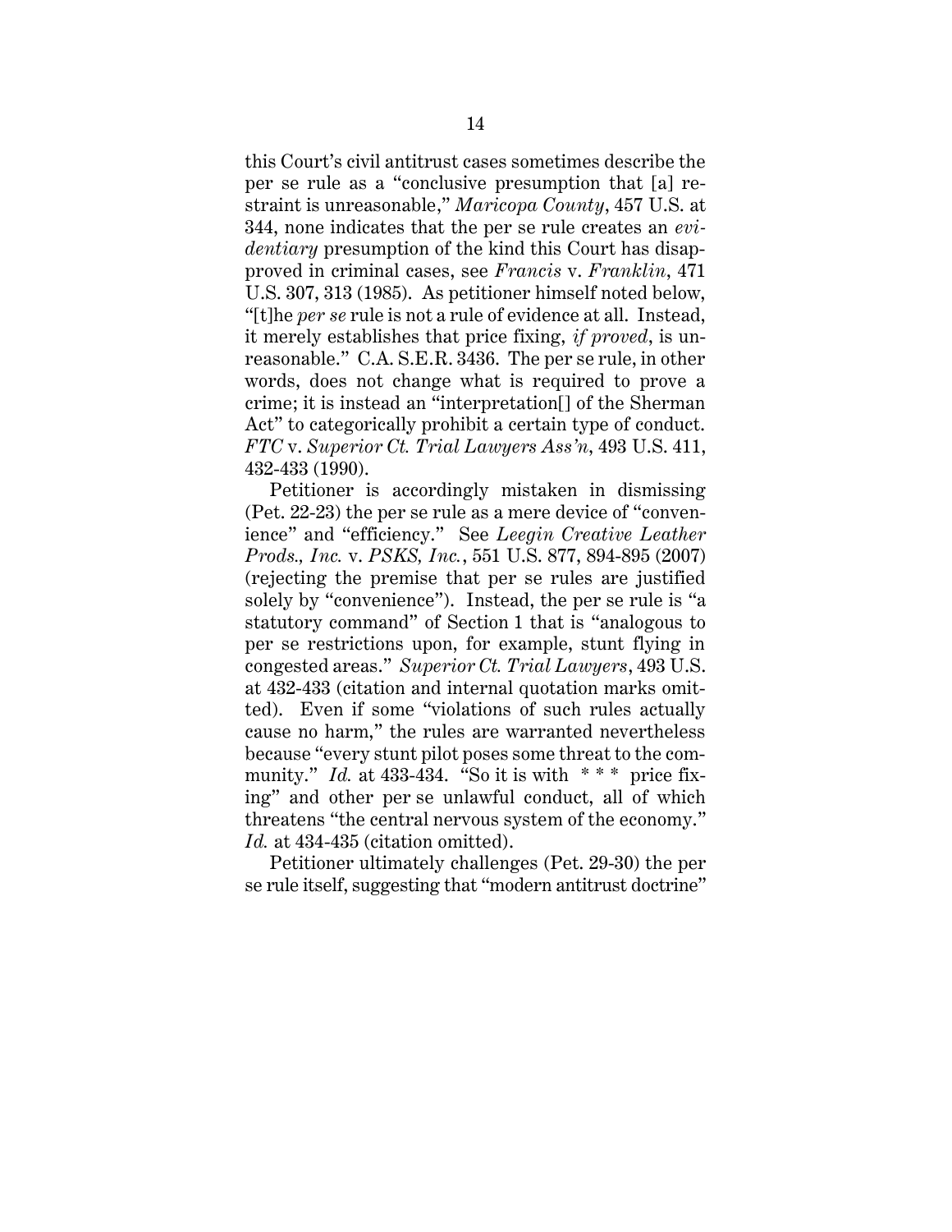this Court's civil antitrust cases sometimes describe the per se rule as a "conclusive presumption that [a] restraint is unreasonable," *Maricopa County*, 457 U.S. at 344, none indicates that the per se rule creates an *evidentiary* presumption of the kind this Court has disapproved in criminal cases, see *Francis* v. *Franklin*, 471 U.S. 307, 313 (1985). As petitioner himself noted below, "[t]he *per se* rule is not a rule of evidence at all. Instead, it merely establishes that price fixing, *if proved*, is unreasonable." C.A. S.E.R. 3436. The per se rule, in other words, does not change what is required to prove a crime; it is instead an "interpretation[] of the Sherman Act" to categorically prohibit a certain type of conduct. *FTC* v. *Superior Ct. Trial Lawyers Ass'n*, 493 U.S. 411, 432-433 (1990).

Petitioner is accordingly mistaken in dismissing (Pet. 22-23) the per se rule as a mere device of "convenience" and "efficiency." See *Leegin Creative Leather Prods., Inc.* v. *PSKS, Inc.*, 551 U.S. 877, 894-895 (2007) (rejecting the premise that per se rules are justified solely by "convenience"). Instead, the per se rule is "a statutory command" of Section 1 that is "analogous to per se restrictions upon, for example, stunt flying in congested areas." *Superior Ct. Trial Lawyers*, 493 U.S. at 432-433 (citation and internal quotation marks omitted). Even if some "violations of such rules actually cause no harm," the rules are warranted nevertheless because "every stunt pilot poses some threat to the community." *Id.* at 433-434. "So it is with * * * price fixing" and other per se unlawful conduct, all of which threatens "the central nervous system of the economy." *Id.* at 434-435 (citation omitted).

Petitioner ultimately challenges (Pet. 29-30) the per se rule itself, suggesting that "modern antitrust doctrine"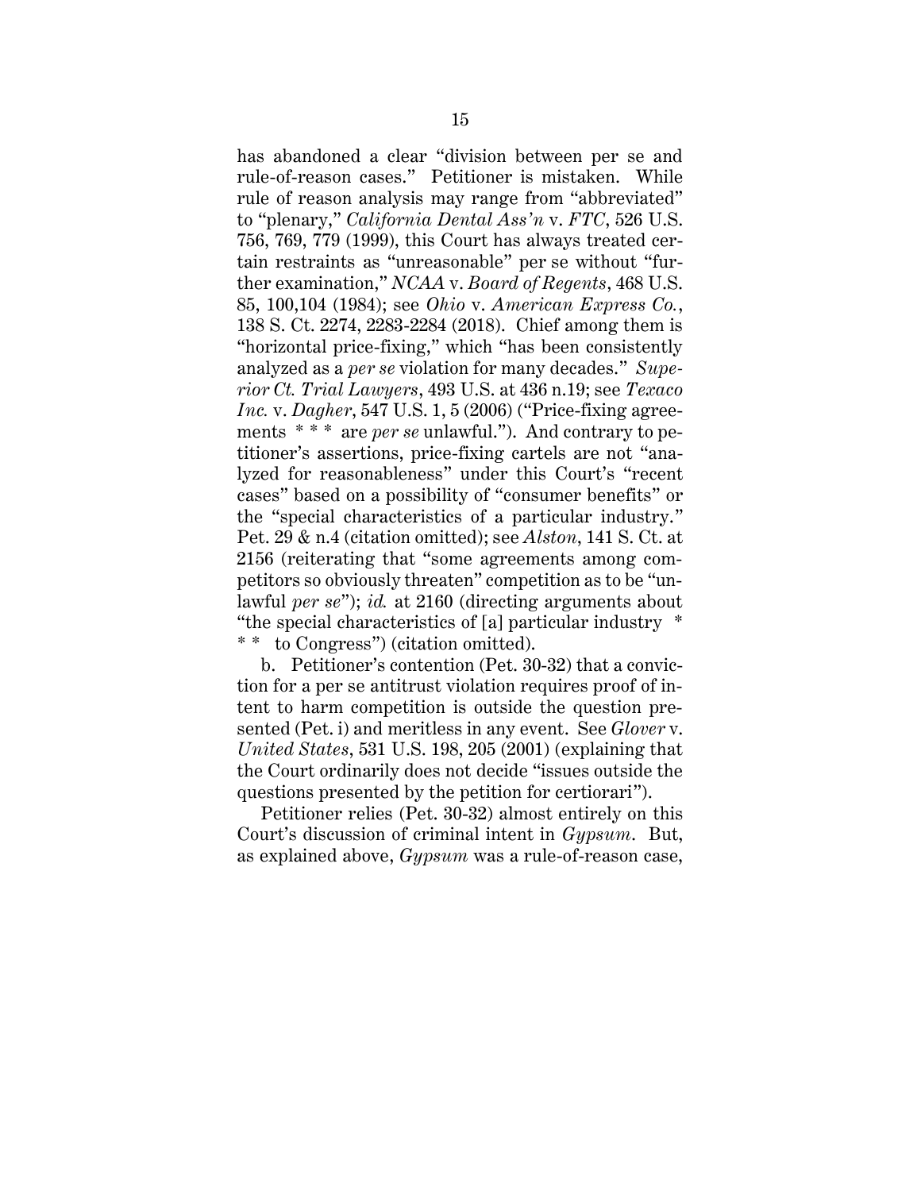has abandoned a clear "division between per se and rule-of-reason cases." Petitioner is mistaken. While rule of reason analysis may range from "abbreviated" to "plenary," *California Dental Ass'n* v. *FTC*, 526 U.S. 756, 769, 779 (1999), this Court has always treated certain restraints as "unreasonable" per se without "further examination," *NCAA* v. *Board of Regents*, 468 U.S. 85, 100,104 (1984); see *Ohio* v. *American Express Co.*, 138 S. Ct. 2274, 2283-2284 (2018). Chief among them is "horizontal price-fixing," which "has been consistently analyzed as a *per se* violation for many decades." *Superior Ct. Trial Lawyers*, 493 U.S. at 436 n.19; see *Texaco Inc.* v. *Dagher*, 547 U.S. 1, 5 (2006) ("Price-fixing agreements * * * are *per se* unlawful."). And contrary to petitioner's assertions, price-fixing cartels are not "analyzed for reasonableness" under this Court's "recent cases" based on a possibility of "consumer benefits" or the "special characteristics of a particular industry." Pet. 29 & n.4 (citation omitted); see *Alston*, 141 S. Ct. at 2156 (reiterating that "some agreements among competitors so obviously threaten" competition as to be "unlawful *per se*"); *id.* at 2160 (directing arguments about "the special characteristics of [a] particular industry * * * to Congress") (citation omitted).

b. Petitioner's contention (Pet. 30-32) that a conviction for a per se antitrust violation requires proof of intent to harm competition is outside the question presented (Pet. i) and meritless in any event. See *Glover* v. *United States*, 531 U.S. 198, 205 (2001) (explaining that the Court ordinarily does not decide "issues outside the questions presented by the petition for certiorari").

Petitioner relies (Pet. 30-32) almost entirely on this Court's discussion of criminal intent in *Gypsum*. But, as explained above, *Gypsum* was a rule-of-reason case,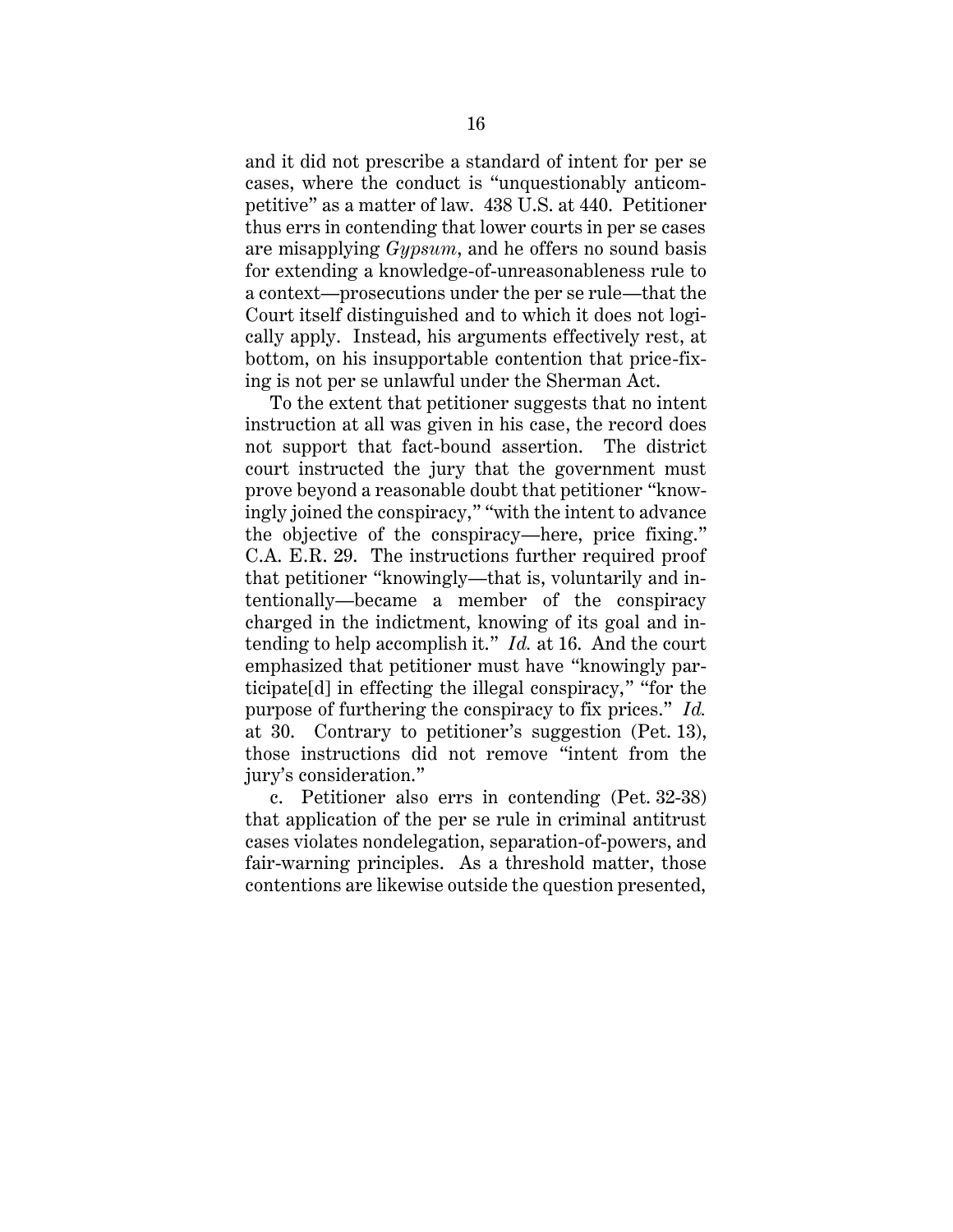and it did not prescribe a standard of intent for per se cases, where the conduct is "unquestionably anticompetitive" as a matter of law. 438 U.S. at 440. Petitioner thus errs in contending that lower courts in per se cases are misapplying *Gypsum*, and he offers no sound basis for extending a knowledge-of-unreasonableness rule to a context—prosecutions under the per se rule—that the Court itself distinguished and to which it does not logically apply. Instead, his arguments effectively rest, at bottom, on his insupportable contention that price-fixing is not per se unlawful under the Sherman Act.

To the extent that petitioner suggests that no intent instruction at all was given in his case, the record does not support that fact-bound assertion. The district court instructed the jury that the government must prove beyond a reasonable doubt that petitioner "knowingly joined the conspiracy," "with the intent to advance the objective of the conspiracy—here, price fixing." C.A. E.R. 29. The instructions further required proof that petitioner "knowingly—that is, voluntarily and intentionally—became a member of the conspiracy charged in the indictment, knowing of its goal and intending to help accomplish it." *Id.* at 16. And the court emphasized that petitioner must have "knowingly participate[d] in effecting the illegal conspiracy," "for the purpose of furthering the conspiracy to fix prices." *Id.* at 30. Contrary to petitioner's suggestion (Pet. 13), those instructions did not remove "intent from the jury's consideration."

c. Petitioner also errs in contending (Pet. 32-38) that application of the per se rule in criminal antitrust cases violates nondelegation, separation-of-powers, and fair-warning principles. As a threshold matter, those contentions are likewise outside the question presented,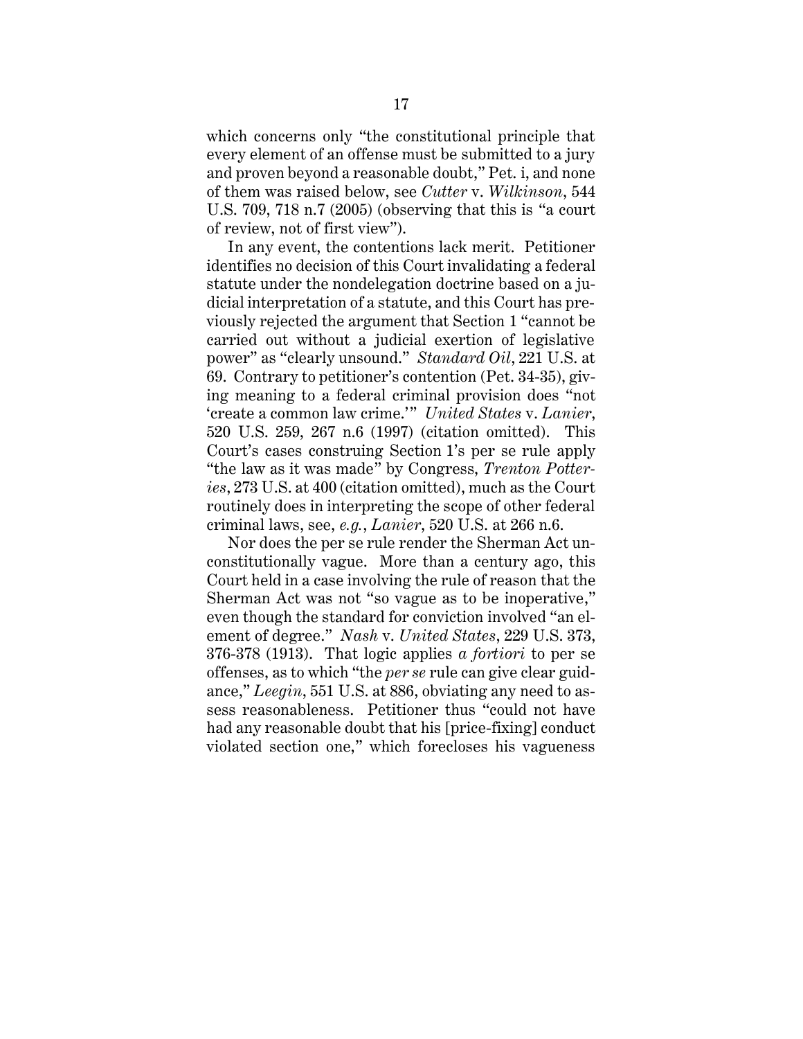which concerns only "the constitutional principle that every element of an offense must be submitted to a jury and proven beyond a reasonable doubt," Pet. i, and none of them was raised below, see *Cutter* v. *Wilkinson*, 544 U.S. 709, 718 n.7 (2005) (observing that this is "a court of review, not of first view").

In any event, the contentions lack merit. Petitioner identifies no decision of this Court invalidating a federal statute under the nondelegation doctrine based on a judicial interpretation of a statute, and this Court has previously rejected the argument that Section 1 "cannot be carried out without a judicial exertion of legislative power" as "clearly unsound." *Standard Oil*, 221 U.S. at 69. Contrary to petitioner's contention (Pet. 34-35), giving meaning to a federal criminal provision does "not 'create a common law crime.'" *United States* v. *Lanier*, 520 U.S. 259, 267 n.6 (1997) (citation omitted). This Court's cases construing Section 1's per se rule apply "the law as it was made" by Congress, *Trenton Potteries*, 273 U.S. at 400 (citation omitted), much as the Court routinely does in interpreting the scope of other federal criminal laws, see, *e.g.*, *Lanier*, 520 U.S. at 266 n.6.

Nor does the per se rule render the Sherman Act unconstitutionally vague. More than a century ago, this Court held in a case involving the rule of reason that the Sherman Act was not "so vague as to be inoperative," even though the standard for conviction involved "an element of degree." *Nash* v. *United States*, 229 U.S. 373, 376-378 (1913). That logic applies *a fortiori* to per se offenses, as to which "the *per se* rule can give clear guidance," *Leegin*, 551 U.S. at 886, obviating any need to assess reasonableness. Petitioner thus "could not have had any reasonable doubt that his [price-fixing] conduct violated section one," which forecloses his vagueness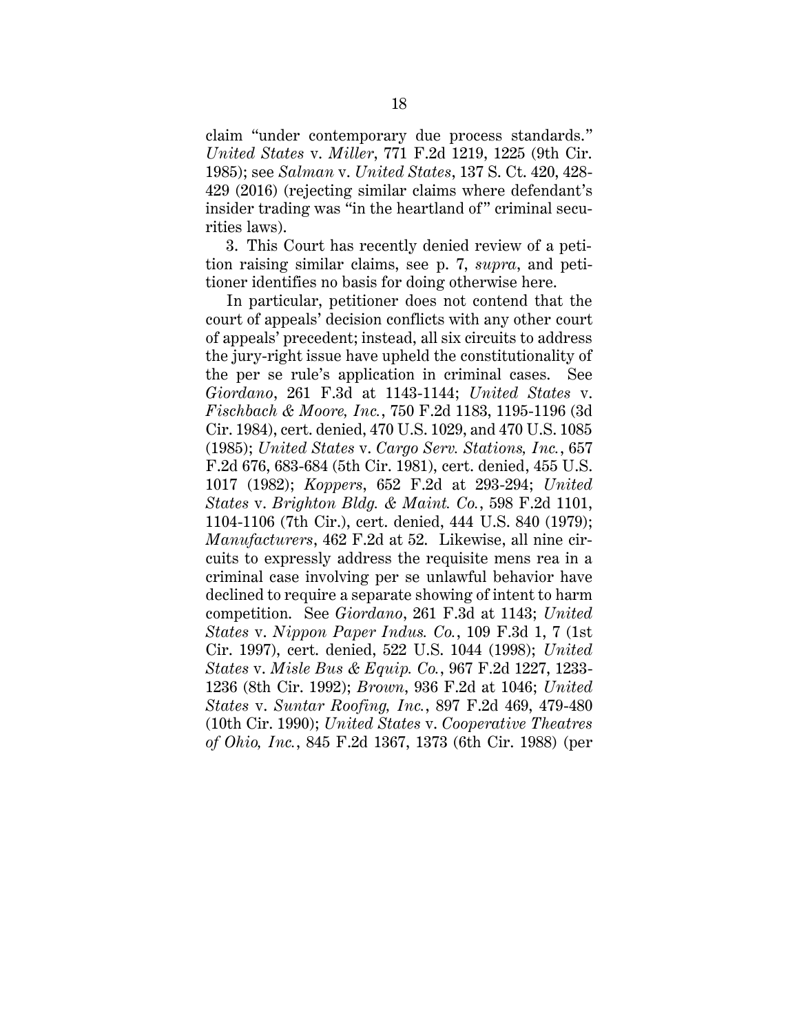claim "under contemporary due process standards." *United States* v. *Miller*, 771 F.2d 1219, 1225 (9th Cir. 1985); see *Salman* v. *United States*, 137 S. Ct. 420, 428-429 (2016) (rejecting similar claims where defendant's insider trading was "in the heartland of" criminal securities laws).

3. This Court has recently denied review of a petition raising similar claims, see p. 7, *supra*, and petitioner identifies no basis for doing otherwise here.

In particular, petitioner does not contend that the court of appeals' decision conflicts with any other court of appeals' precedent; instead, all six circuits to address the jury-right issue have upheld the constitutionality of the per se rule's application in criminal cases. See *Giordano*, 261 F.3d at 1143-1144; *United States* v. *Fischbach & Moore, Inc.*, 750 F.2d 1183, 1195-1196 (3d Cir. 1984), cert. denied, 470 U.S. 1029, and 470 U.S. 1085 (1985); *United States* v. *Cargo Serv. Stations, Inc.*, 657 F.2d 676, 683-684 (5th Cir. 1981), cert. denied, 455 U.S. 1017 (1982); *Koppers*, 652 F.2d at 293-294; *United States* v. *Brighton Bldg. & Maint. Co.*, 598 F.2d 1101, 1104-1106 (7th Cir.), cert. denied, 444 U.S. 840 (1979); *Manufacturers*, 462 F.2d at 52. Likewise, all nine circuits to expressly address the requisite mens rea in a criminal case involving per se unlawful behavior have declined to require a separate showing of intent to harm competition. See *Giordano*, 261 F.3d at 1143; *United States* v. *Nippon Paper Indus. Co.*, 109 F.3d 1, 7 (1st Cir. 1997), cert. denied, 522 U.S. 1044 (1998); *United States* v. *Misle Bus & Equip. Co.*, 967 F.2d 1227, 1233-1236 (8th Cir. 1992); *Brown*, 936 F.2d at 1046; *United States* v. *Suntar Roofing, Inc.*, 897 F.2d 469, 479-480 (10th Cir. 1990); *United States* v. *Cooperative Theatres of Ohio, Inc.*, 845 F.2d 1367, 1373 (6th Cir. 1988) (per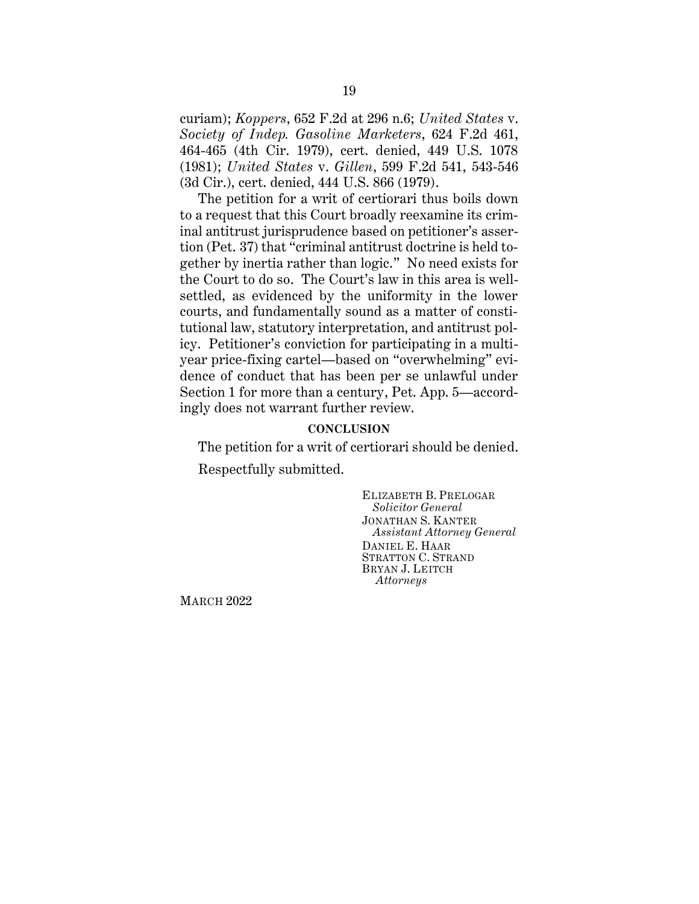curiam); *Koppers*, 652 F.2d at 296 n.6; *United States* v. *Society of Indep. Gasoline Marketers*, 624 F.2d 461, 464-465 (4th Cir. 1979), cert. denied, 449 U.S. 1078 (1981); *United States* v. *Gillen*, 599 F.2d 541, 543-546 (3d Cir.), cert. denied, 444 U.S. 866 (1979).

The petition for a writ of certiorari thus boils down to a request that this Court broadly reexamine its criminal antitrust jurisprudence based on petitioner's assertion (Pet. 37) that "criminal antitrust doctrine is held together by inertia rather than logic." No need exists for the Court to do so. The Court's law in this area is well-settled, as evidenced by the uniformity in the lower courts, and fundamentally sound as a matter of constitutional law, statutory interpretation, and antitrust policy. Petitioner's conviction for participating in a multi-year price-fixing cartel—based on "overwhelming" evidence of conduct that has been per se unlawful under Section 1 for more than a century, Pet. App. 5—accordingly does not warrant further review.

## CONCLUSION

The petition for a writ of certiorari should be denied.

Respectfully submitted.

ELIZABETH B. PRELOGAR
*Solicitor General*
JONATHAN S. KANTER
*Assistant Attorney General*
DANIEL E. HAAR
STRATTON C. STRAND
BRYAN J. LEITCH
*Attorneys*

MARCH 2022